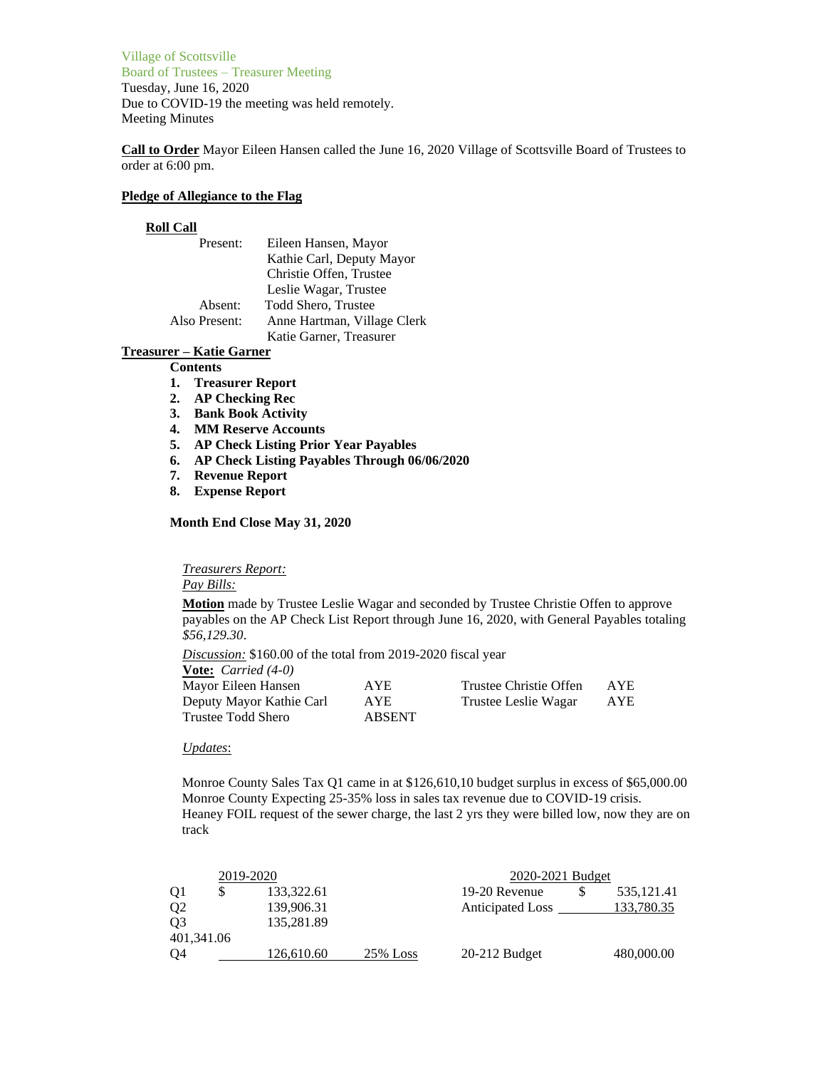Village of Scottsville
Board of Trustees – Treasurer Meeting
Tuesday, June 16, 2020
Due to COVID-19 the meeting was held remotely.
Meeting Minutes

**Call to Order** Mayor Eileen Hansen called the June 16, 2020 Village of Scottsville Board of Trustees to order at 6:00 pm.

**Pledge of Allegiance to the Flag**

**Roll Call**

| | |
|---|---|
| Present: | Eileen Hansen, Mayor |
| | Kathie Carl, Deputy Mayor |
| | Christie Offen, Trustee |
| | Leslie Wagar, Trustee |
| Absent: | Todd Shero, Trustee |
| Also Present: | Anne Hartman, Village Clerk |
| | Katie Garner, Treasurer |

**Treasurer – Katie Garner**

**Contents**

1. **Treasurer Report**
2. **AP Checking Rec**
3. **Bank Book Activity**
4. **MM Reserve Accounts**
5. **AP Check Listing Prior Year Payables**
6. **AP Check Listing Payables Through 06/06/2020**
7. **Revenue Report**
8. **Expense Report**

**Month End Close May 31, 2020**

*Treasurers Report:*

*Pay Bills:*

**Motion** made by Trustee Leslie Wagar and seconded by Trustee Christie Offen to approve payables on the AP Check List Report through June 16, 2020, with General Payables totaling *$56,129.30*.

*Discussion:* $160.00 of the total from 2019-2020 fiscal year

**Vote:** *Carried (4-0)*

| | | | |
|---|---|---|---|
| Mayor Eileen Hansen | AYE | Trustee Christie Offen | AYE |
| Deputy Mayor Kathie Carl | AYE | Trustee Leslie Wagar | AYE |
| Trustee Todd Shero | ABSENT | | |

*Updates*:

Monroe County Sales Tax Q1 came in at $126,610,10 budget surplus in excess of $65,000.00
Monroe County Expecting 25-35% loss in sales tax revenue due to COVID-19 crisis.
Heaney FOIL request of the sewer charge, the last 2 yrs they were billed low, now they are on track

| 2019-2020 | | | | 2020-2021 Budget | | |
|---|---|---|---|---|---|---|
| Q1 | $ | 133,322.61 | | 19-20 Revenue | $ | 535,121.41 |
| Q2 | | 139,906.31 | | Anticipated Loss | | 133,780.35 |
| Q3 | | 135,281.89 | | | | |
| 401,341.06 | | | | | | |
| Q4 | | 126,610.60 | 25% Loss | 20-212 Budget | | 480,000.00 |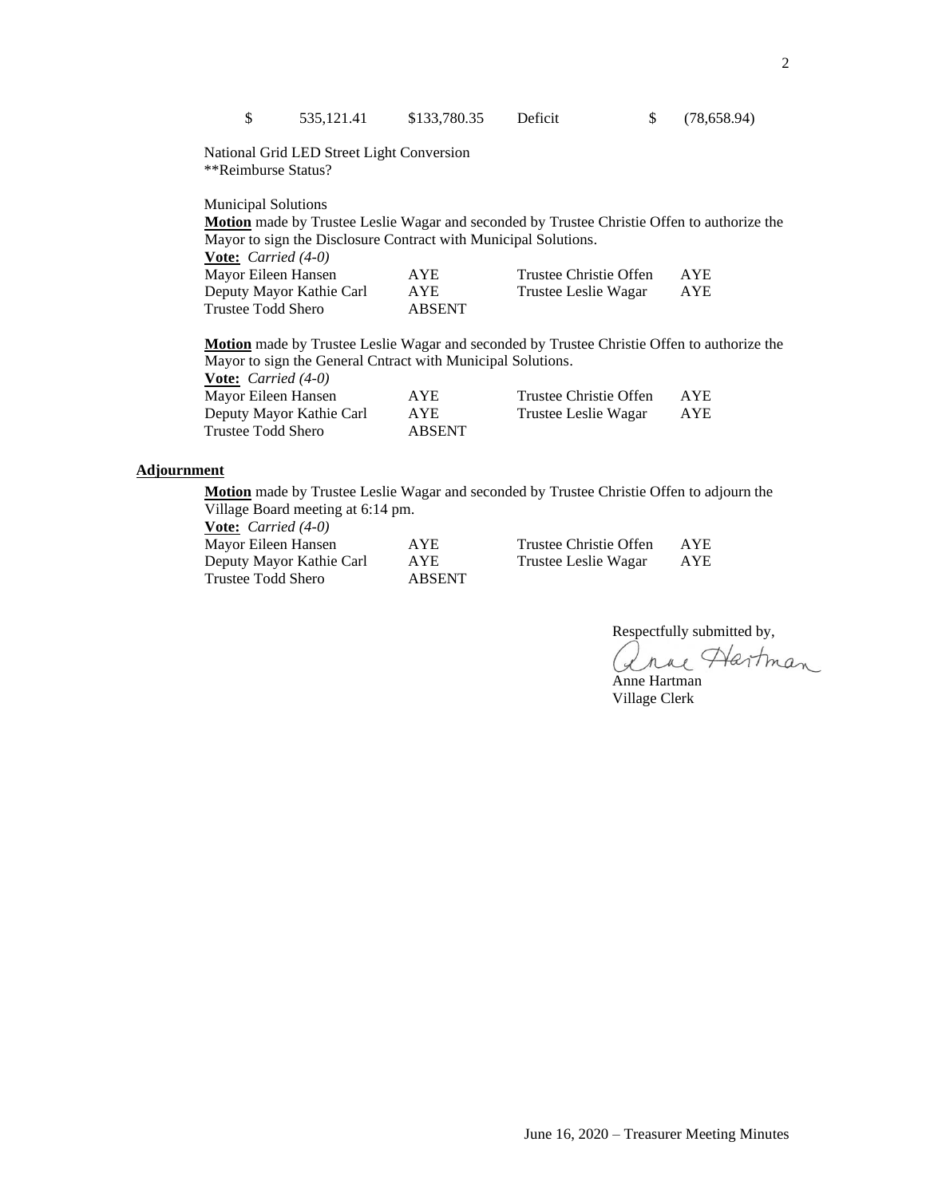| | | | | | |
|---|---|---|---|---|---|
| $ | 535,121.41 | $133,780.35 | Deficit | $ | (78,658.94) |

National Grid LED Street Light Conversion
**Reimburse Status?

Municipal Solutions

**Motion** made by Trustee Leslie Wagar and seconded by Trustee Christie Offen to authorize the Mayor to sign the Disclosure Contract with Municipal Solutions.

**Vote:** *Carried (4-0)*

| | | | |
|---|---|---|---|
| Mayor Eileen Hansen | AYE | Trustee Christie Offen | AYE |
| Deputy Mayor Kathie Carl | AYE | Trustee Leslie Wagar | AYE |
| Trustee Todd Shero | ABSENT | | |

**Motion** made by Trustee Leslie Wagar and seconded by Trustee Christie Offen to authorize the Mayor to sign the General Cntract with Municipal Solutions.

**Vote:** *Carried (4-0)*

| | | | |
|---|---|---|---|
| Mayor Eileen Hansen | AYE | Trustee Christie Offen | AYE |
| Deputy Mayor Kathie Carl | AYE | Trustee Leslie Wagar | AYE |
| Trustee Todd Shero | ABSENT | | |

## Adjournment

**Motion** made by Trustee Leslie Wagar and seconded by Trustee Christie Offen to adjourn the Village Board meeting at 6:14 pm.

**Vote:** *Carried (4-0)*

| | | | |
|---|---|---|---|
| Mayor Eileen Hansen | AYE | Trustee Christie Offen | AYE |
| Deputy Mayor Kathie Carl | AYE | Trustee Leslie Wagar | AYE |
| Trustee Todd Shero | ABSENT | | |

Respectfully submitted by,

Anne Hartman
Anne Hartman
Village Clerk